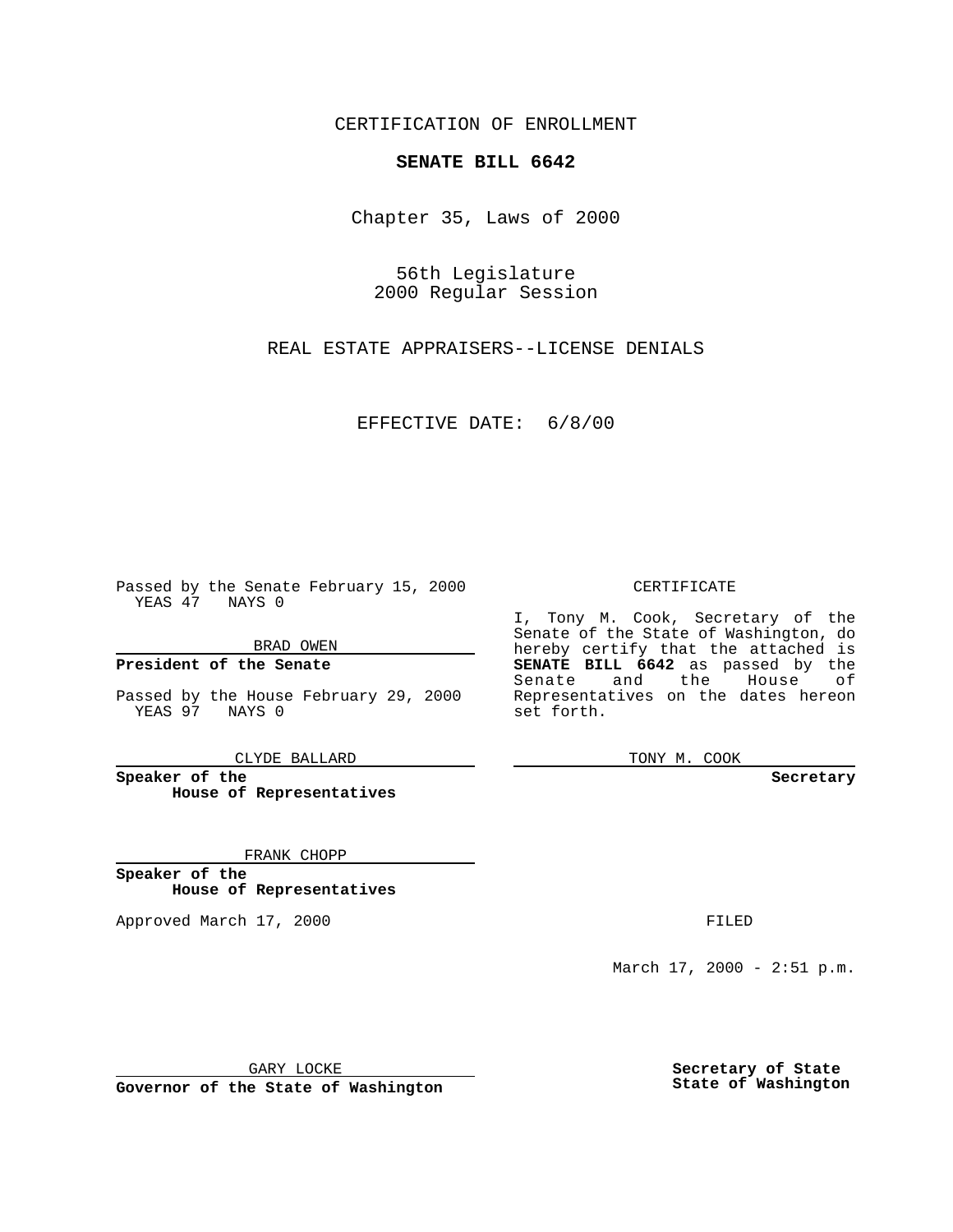CERTIFICATION OF ENROLLMENT

# SENATE BILL 6642

Chapter 35, Laws of 2000

56th Legislature
2000 Regular Session

REAL ESTATE APPRAISERS--LICENSE DENIALS

EFFECTIVE DATE: 6/8/00

Passed by the Senate February 15, 2000
YEAS 47 NAYS 0

BRAD OWEN

**President of the Senate**

Passed by the House February 29, 2000
YEAS 97 NAYS 0

CLYDE BALLARD

**Speaker of the House of Representatives**

FRANK CHOPP

**Speaker of the House of Representatives**

Approved March 17, 2000

GARY LOCKE

**Governor of the State of Washington**

CERTIFICATE

I, Tony M. Cook, Secretary of the Senate of the State of Washington, do hereby certify that the attached is **SENATE BILL 6642** as passed by the Senate and the House of Representatives on the dates hereon set forth.

TONY M. COOK

**Secretary**

FILED

March 17, 2000 - 2:51 p.m.

**Secretary of State**
**State of Washington**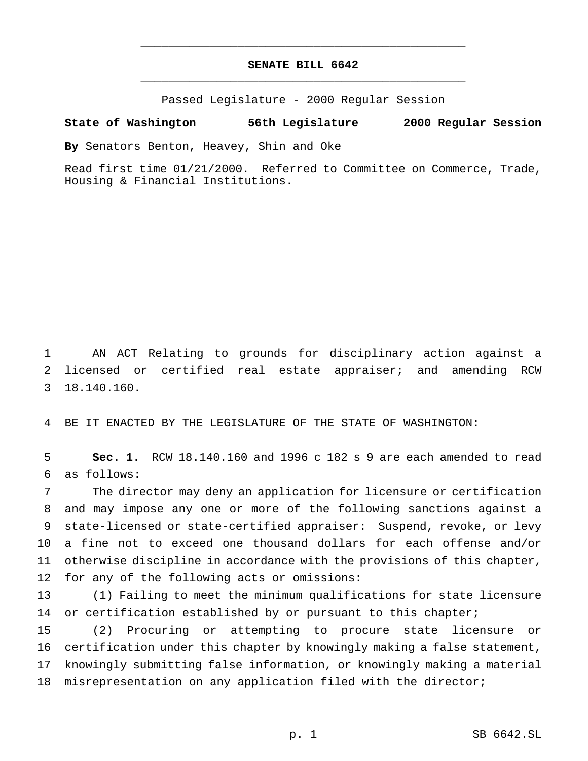# SENATE BILL 6642

Passed Legislature - 2000 Regular Session

**State of Washington 56th Legislature 2000 Regular Session**

**By** Senators Benton, Heavey, Shin and Oke

Read first time 01/21/2000. Referred to Committee on Commerce, Trade, Housing & Financial Institutions.

AN ACT Relating to grounds for disciplinary action against a licensed or certified real estate appraiser; and amending RCW 18.140.160.

BE IT ENACTED BY THE LEGISLATURE OF THE STATE OF WASHINGTON:

**Sec. 1.** RCW 18.140.160 and 1996 c 182 s 9 are each amended to read as follows:

The director may deny an application for licensure or certification and may impose any one or more of the following sanctions against a state-licensed or state-certified appraiser: Suspend, revoke, or levy a fine not to exceed one thousand dollars for each offense and/or otherwise discipline in accordance with the provisions of this chapter, for any of the following acts or omissions:

(1) Failing to meet the minimum qualifications for state licensure or certification established by or pursuant to this chapter;

(2) Procuring or attempting to procure state licensure or certification under this chapter by knowingly making a false statement, knowingly submitting false information, or knowingly making a material misrepresentation on any application filed with the director;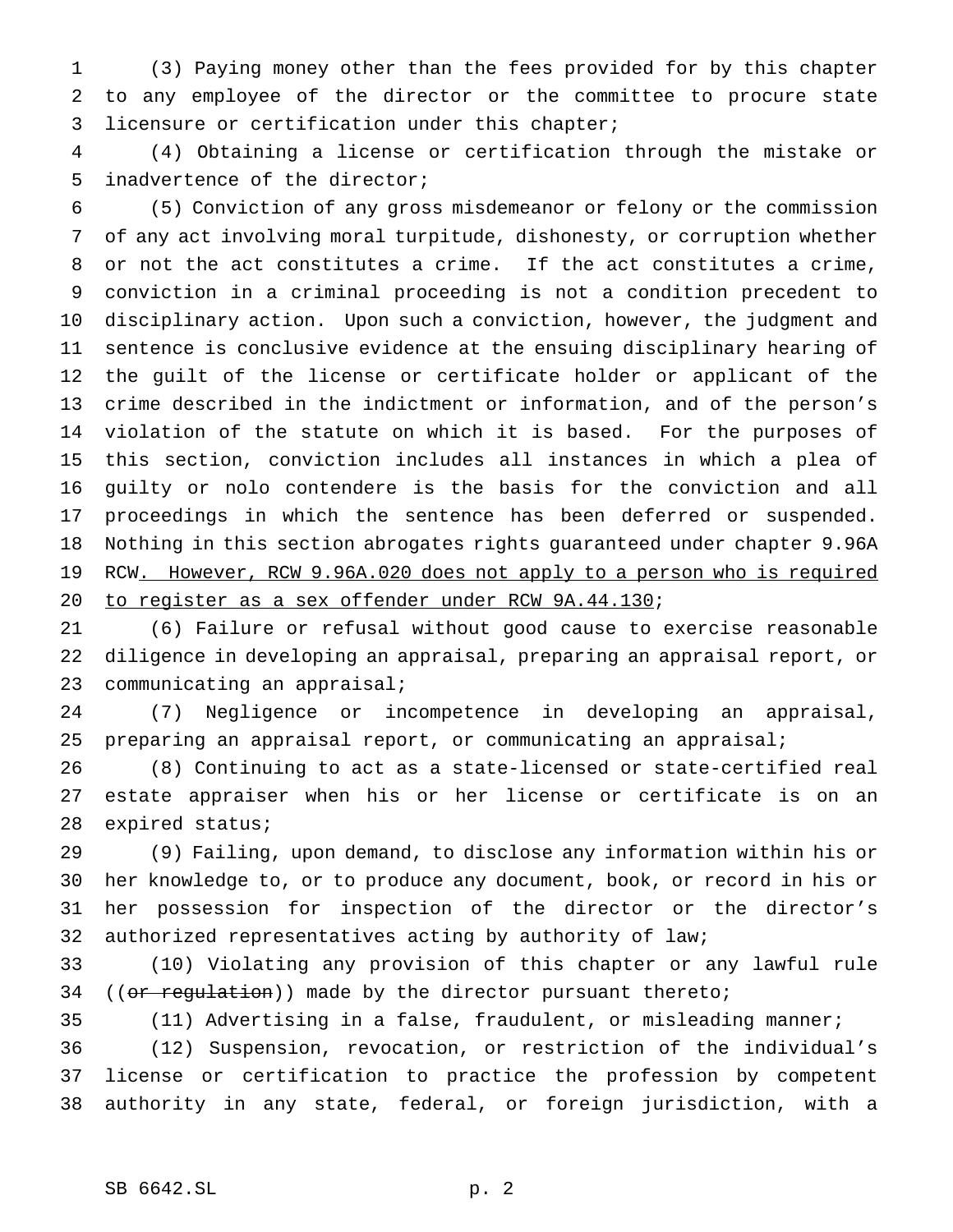(3) Paying money other than the fees provided for by this chapter to any employee of the director or the committee to procure state licensure or certification under this chapter;

(4) Obtaining a license or certification through the mistake or inadvertence of the director;

(5) Conviction of any gross misdemeanor or felony or the commission of any act involving moral turpitude, dishonesty, or corruption whether or not the act constitutes a crime. If the act constitutes a crime, conviction in a criminal proceeding is not a condition precedent to disciplinary action. Upon such a conviction, however, the judgment and sentence is conclusive evidence at the ensuing disciplinary hearing of the guilt of the license or certificate holder or applicant of the crime described in the indictment or information, and of the person's violation of the statute on which it is based. For the purposes of this section, conviction includes all instances in which a plea of guilty or nolo contendere is the basis for the conviction and all proceedings in which the sentence has been deferred or suspended. Nothing in this section abrogates rights guaranteed under chapter 9.96A RCW<u>. However, RCW 9.96A.020 does not apply to a person who is required to register as a sex offender under RCW 9A.44.130</u>;

(6) Failure or refusal without good cause to exercise reasonable diligence in developing an appraisal, preparing an appraisal report, or communicating an appraisal;

(7) Negligence or incompetence in developing an appraisal, preparing an appraisal report, or communicating an appraisal;

(8) Continuing to act as a state-licensed or state-certified real estate appraiser when his or her license or certificate is on an expired status;

(9) Failing, upon demand, to disclose any information within his or her knowledge to, or to produce any document, book, or record in his or her possession for inspection of the director or the director's authorized representatives acting by authority of law;

(10) Violating any provision of this chapter or any lawful rule ((~~or regulation~~)) made by the director pursuant thereto;

(11) Advertising in a false, fraudulent, or misleading manner;

(12) Suspension, revocation, or restriction of the individual's license or certification to practice the profession by competent authority in any state, federal, or foreign jurisdiction, with a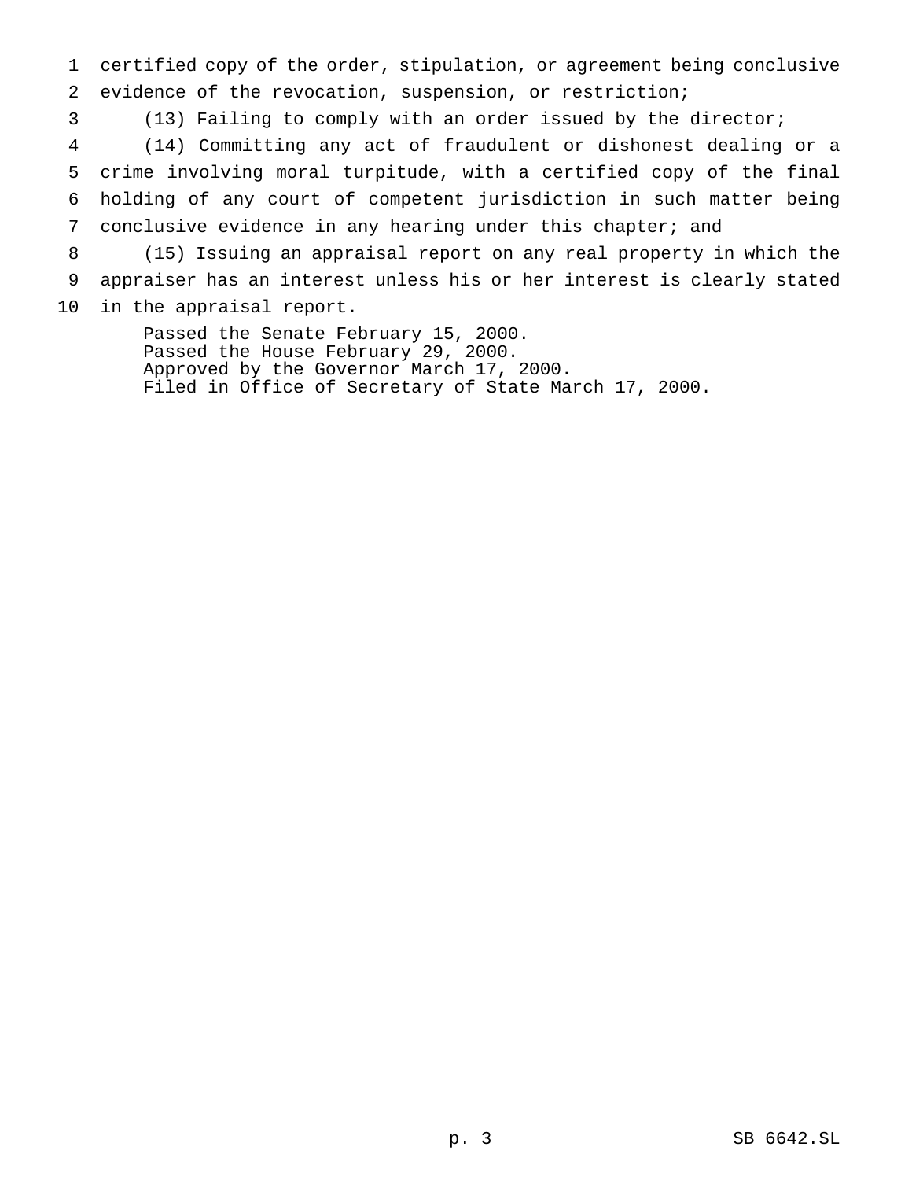certified copy of the order, stipulation, or agreement being conclusive evidence of the revocation, suspension, or restriction;

(13) Failing to comply with an order issued by the director;

(14) Committing any act of fraudulent or dishonest dealing or a crime involving moral turpitude, with a certified copy of the final holding of any court of competent jurisdiction in such matter being conclusive evidence in any hearing under this chapter; and

(15) Issuing an appraisal report on any real property in which the appraiser has an interest unless his or her interest is clearly stated in the appraisal report.

Passed the Senate February 15, 2000.
Passed the House February 29, 2000.
Approved by the Governor March 17, 2000.
Filed in Office of Secretary of State March 17, 2000.